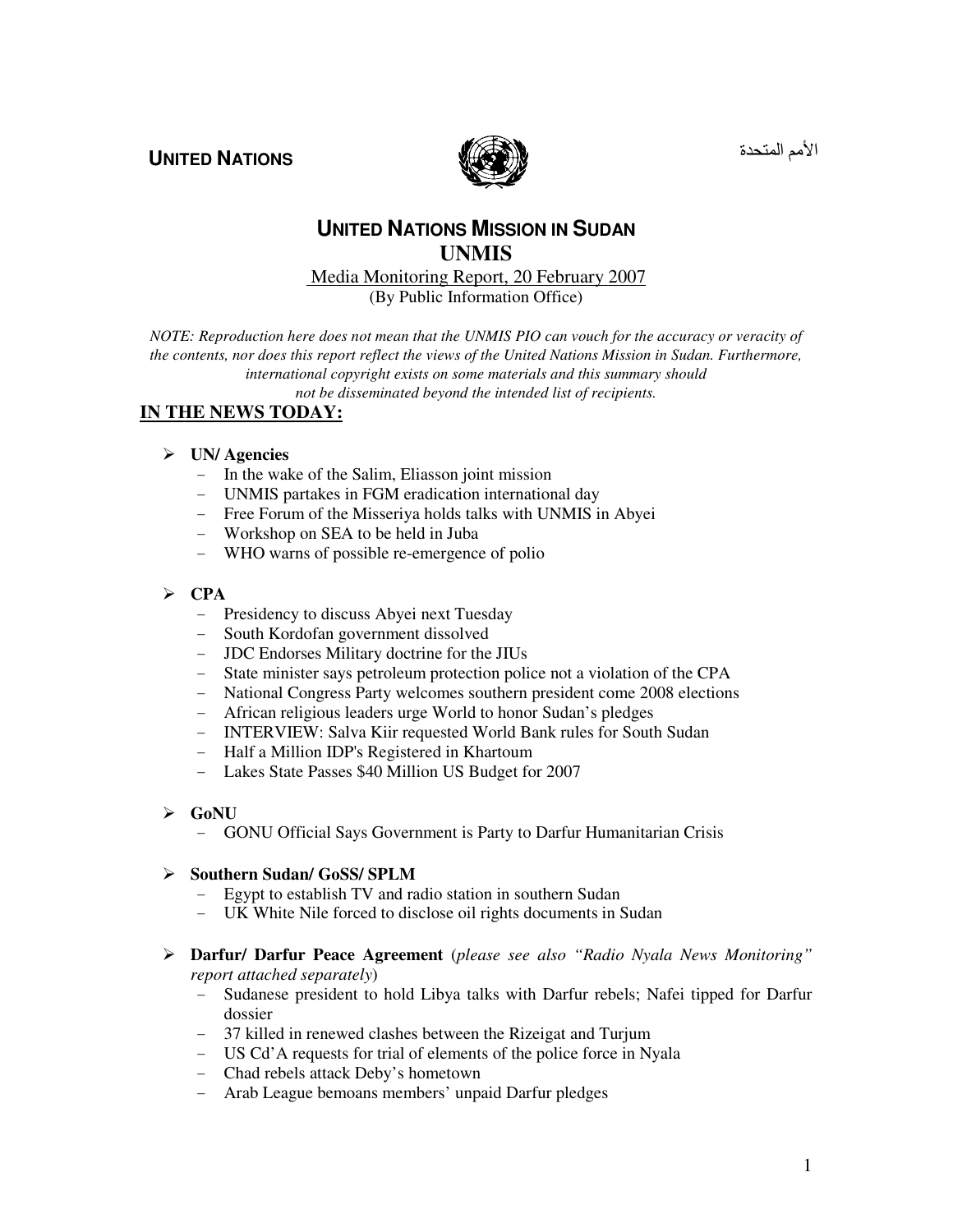**UNITED NATIONS**

الأمم المتحدة

# UNITED NATIONS MISSION IN SUDAN
# UNMIS

Media Monitoring Report, 20 February 2007
(By Public Information Office)

*NOTE: Reproduction here does not mean that the UNMIS PIO can vouch for the accuracy or veracity of the contents, nor does this report reflect the views of the United Nations Mission in Sudan. Furthermore, international copyright exists on some materials and this summary should not be disseminated beyond the intended list of recipients.*

## IN THE NEWS TODAY:

- **UN/ Agencies**
  - In the wake of the Salim, Eliasson joint mission
  - UNMIS partakes in FGM eradication international day
  - Free Forum of the Misseriya holds talks with UNMIS in Abyei
  - Workshop on SEA to be held in Juba
  - WHO warns of possible re-emergence of polio

- **CPA**
  - Presidency to discuss Abyei next Tuesday
  - South Kordofan government dissolved
  - JDC Endorses Military doctrine for the JIUs
  - State minister says petroleum protection police not a violation of the CPA
  - National Congress Party welcomes southern president come 2008 elections
  - African religious leaders urge World to honor Sudan's pledges
  - INTERVIEW: Salva Kiir requested World Bank rules for South Sudan
  - Half a Million IDP's Registered in Khartoum
  - Lakes State Passes $40 Million US Budget for 2007

- **GoNU**
  - GONU Official Says Government is Party to Darfur Humanitarian Crisis

- **Southern Sudan/ GoSS/ SPLM**
  - Egypt to establish TV and radio station in southern Sudan
  - UK White Nile forced to disclose oil rights documents in Sudan

- **Darfur/ Darfur Peace Agreement** (*please see also "Radio Nyala News Monitoring" report attached separately*)
  - Sudanese president to hold Libya talks with Darfur rebels; Nafei tipped for Darfur dossier
  - 37 killed in renewed clashes between the Rizeigat and Turjum
  - US Cd'A requests for trial of elements of the police force in Nyala
  - Chad rebels attack Deby's hometown
  - Arab League bemoans members' unpaid Darfur pledges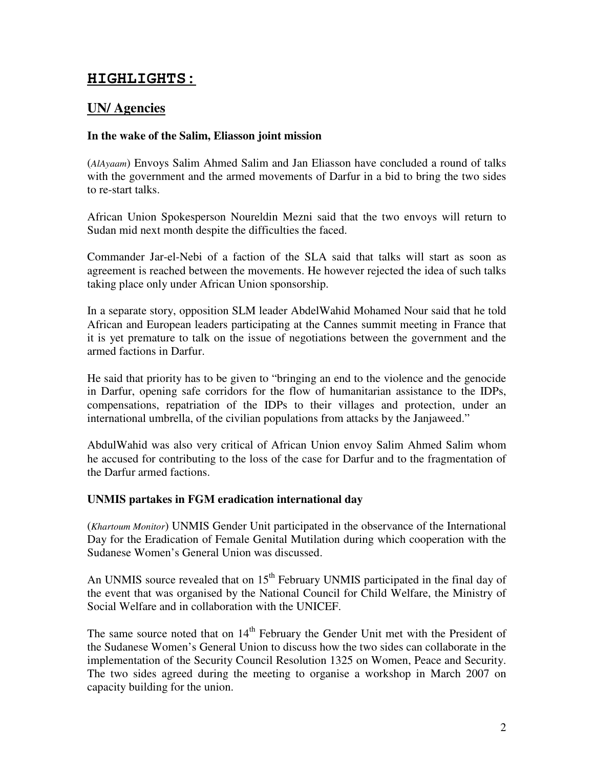# HIGHLIGHTS:

## UN/ Agencies

### In the wake of the Salim, Eliasson joint mission

(*AlAyaam*) Envoys Salim Ahmed Salim and Jan Eliasson have concluded a round of talks with the government and the armed movements of Darfur in a bid to bring the two sides to re-start talks.

African Union Spokesperson Noureldin Mezni said that the two envoys will return to Sudan mid next month despite the difficulties the faced.

Commander Jar-el-Nebi of a faction of the SLA said that talks will start as soon as agreement is reached between the movements. He however rejected the idea of such talks taking place only under African Union sponsorship.

In a separate story, opposition SLM leader AbdelWahid Mohamed Nour said that he told African and European leaders participating at the Cannes summit meeting in France that it is yet premature to talk on the issue of negotiations between the government and the armed factions in Darfur.

He said that priority has to be given to "bringing an end to the violence and the genocide in Darfur, opening safe corridors for the flow of humanitarian assistance to the IDPs, compensations, repatriation of the IDPs to their villages and protection, under an international umbrella, of the civilian populations from attacks by the Janjaweed."

AbdulWahid was also very critical of African Union envoy Salim Ahmed Salim whom he accused for contributing to the loss of the case for Darfur and to the fragmentation of the Darfur armed factions.

### UNMIS partakes in FGM eradication international day

(*Khartoum Monitor*) UNMIS Gender Unit participated in the observance of the International Day for the Eradication of Female Genital Mutilation during which cooperation with the Sudanese Women's General Union was discussed.

An UNMIS source revealed that on 15th February UNMIS participated in the final day of the event that was organised by the National Council for Child Welfare, the Ministry of Social Welfare and in collaboration with the UNICEF.

The same source noted that on 14th February the Gender Unit met with the President of the Sudanese Women's General Union to discuss how the two sides can collaborate in the implementation of the Security Council Resolution 1325 on Women, Peace and Security. The two sides agreed during the meeting to organise a workshop in March 2007 on capacity building for the union.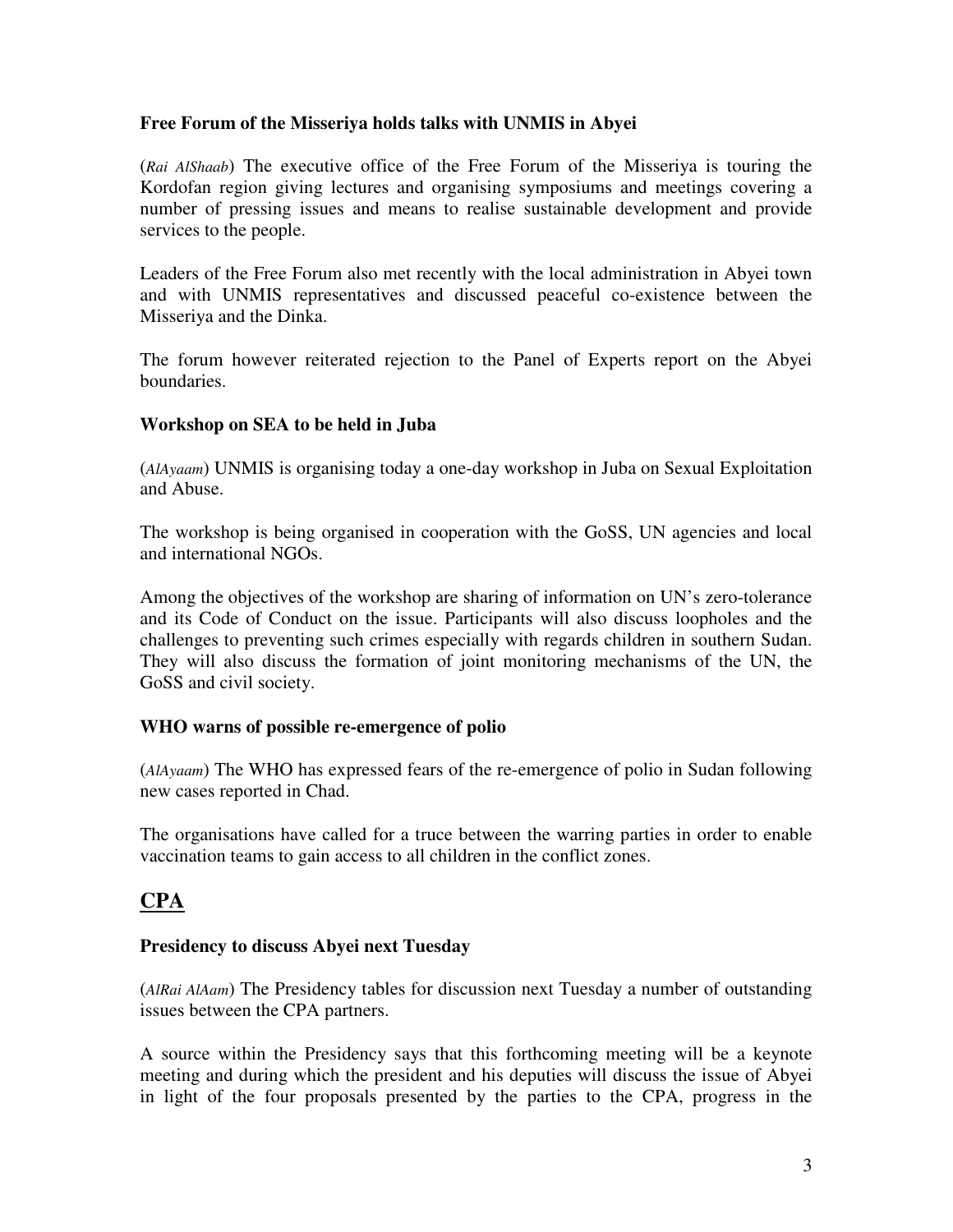### Free Forum of the Misseriya holds talks with UNMIS in Abyei

(*Rai AlShaab*) The executive office of the Free Forum of the Misseriya is touring the Kordofan region giving lectures and organising symposiums and meetings covering a number of pressing issues and means to realise sustainable development and provide services to the people.

Leaders of the Free Forum also met recently with the local administration in Abyei town and with UNMIS representatives and discussed peaceful co-existence between the Misseriya and the Dinka.

The forum however reiterated rejection to the Panel of Experts report on the Abyei boundaries.

### Workshop on SEA to be held in Juba

(*AlAyaam*) UNMIS is organising today a one-day workshop in Juba on Sexual Exploitation and Abuse.

The workshop is being organised in cooperation with the GoSS, UN agencies and local and international NGOs.

Among the objectives of the workshop are sharing of information on UN's zero-tolerance and its Code of Conduct on the issue. Participants will also discuss loopholes and the challenges to preventing such crimes especially with regards children in southern Sudan. They will also discuss the formation of joint monitoring mechanisms of the UN, the GoSS and civil society.

### WHO warns of possible re-emergence of polio

(*AlAyaam*) The WHO has expressed fears of the re-emergence of polio in Sudan following new cases reported in Chad.

The organisations have called for a truce between the warring parties in order to enable vaccination teams to gain access to all children in the conflict zones.

## CPA

### Presidency to discuss Abyei next Tuesday

(*AlRai AlAam*) The Presidency tables for discussion next Tuesday a number of outstanding issues between the CPA partners.

A source within the Presidency says that this forthcoming meeting will be a keynote meeting and during which the president and his deputies will discuss the issue of Abyei in light of the four proposals presented by the parties to the CPA, progress in the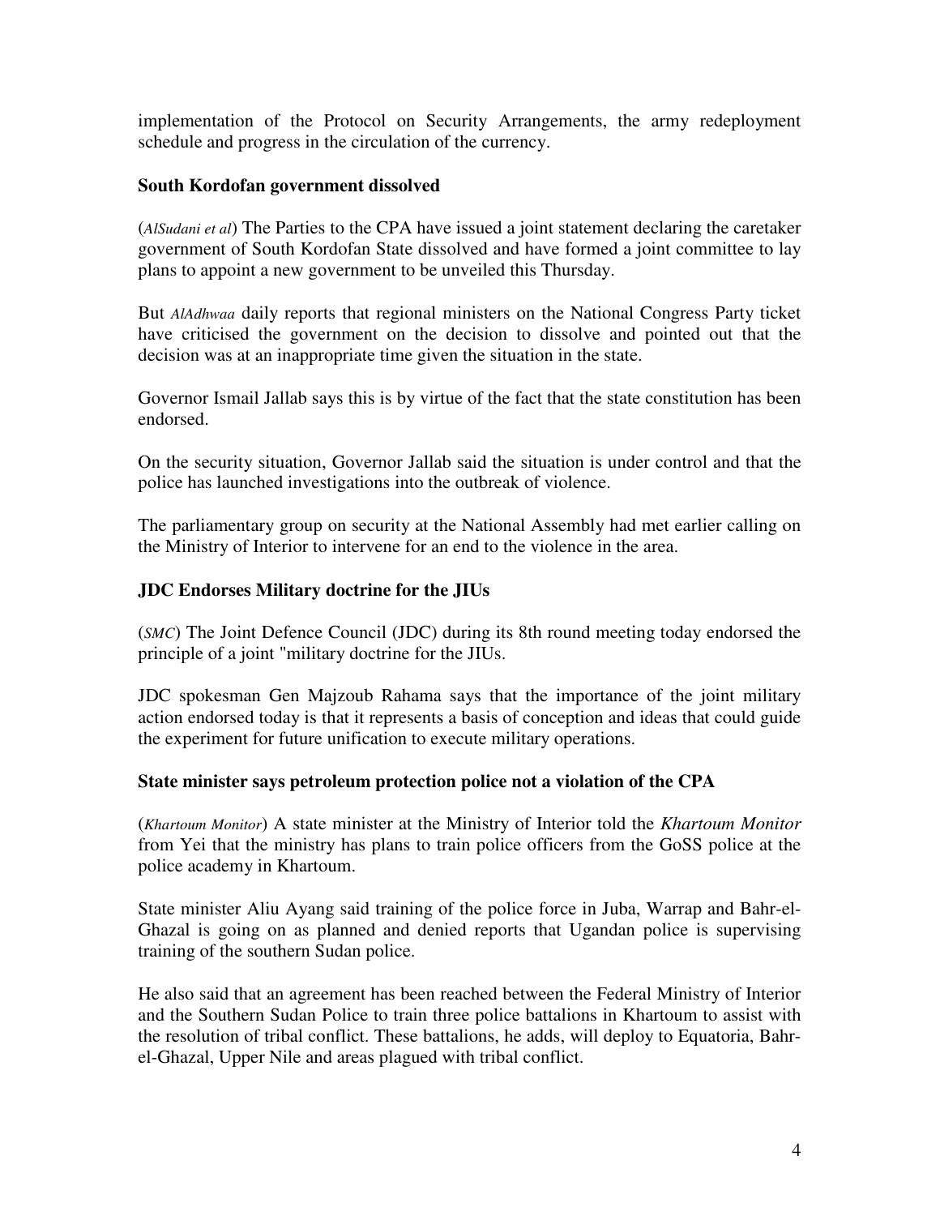implementation of the Protocol on Security Arrangements, the army redeployment schedule and progress in the circulation of the currency.

### South Kordofan government dissolved

(*AlSudani et al*) The Parties to the CPA have issued a joint statement declaring the caretaker government of South Kordofan State dissolved and have formed a joint committee to lay plans to appoint a new government to be unveiled this Thursday.

But *AlAdhwaa* daily reports that regional ministers on the National Congress Party ticket have criticised the government on the decision to dissolve and pointed out that the decision was at an inappropriate time given the situation in the state.

Governor Ismail Jallab says this is by virtue of the fact that the state constitution has been endorsed.

On the security situation, Governor Jallab said the situation is under control and that the police has launched investigations into the outbreak of violence.

The parliamentary group on security at the National Assembly had met earlier calling on the Ministry of Interior to intervene for an end to the violence in the area.

### JDC Endorses Military doctrine for the JIUs

(*SMC*) The Joint Defence Council (JDC) during its 8th round meeting today endorsed the principle of a joint "military doctrine for the JIUs.

JDC spokesman Gen Majzoub Rahama says that the importance of the joint military action endorsed today is that it represents a basis of conception and ideas that could guide the experiment for future unification to execute military operations.

### State minister says petroleum protection police not a violation of the CPA

(*Khartoum Monitor*) A state minister at the Ministry of Interior told the *Khartoum Monitor* from Yei that the ministry has plans to train police officers from the GoSS police at the police academy in Khartoum.

State minister Aliu Ayang said training of the police force in Juba, Warrap and Bahr-el-Ghazal is going on as planned and denied reports that Ugandan police is supervising training of the southern Sudan police.

He also said that an agreement has been reached between the Federal Ministry of Interior and the Southern Sudan Police to train three police battalions in Khartoum to assist with the resolution of tribal conflict. These battalions, he adds, will deploy to Equatoria, Bahr-el-Ghazal, Upper Nile and areas plagued with tribal conflict.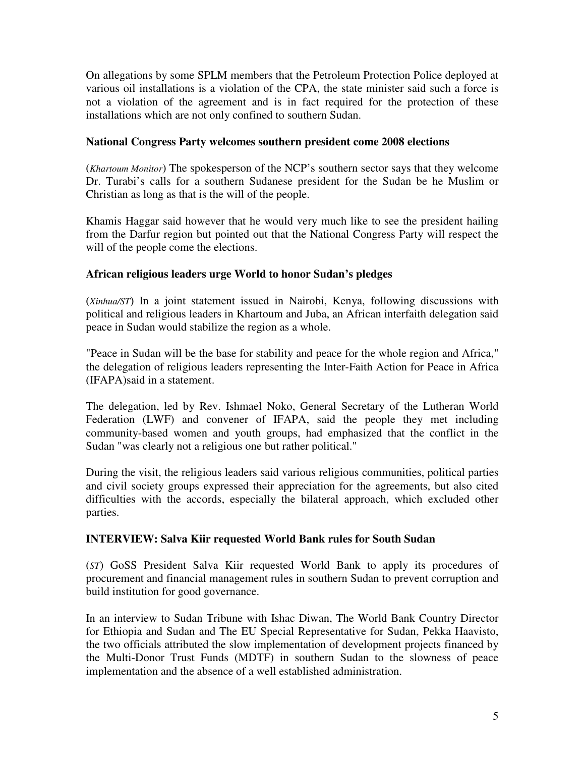On allegations by some SPLM members that the Petroleum Protection Police deployed at various oil installations is a violation of the CPA, the state minister said such a force is not a violation of the agreement and is in fact required for the protection of these installations which are not only confined to southern Sudan.

### National Congress Party welcomes southern president come 2008 elections

(*Khartoum Monitor*) The spokesperson of the NCP's southern sector says that they welcome Dr. Turabi's calls for a southern Sudanese president for the Sudan be he Muslim or Christian as long as that is the will of the people.

Khamis Haggar said however that he would very much like to see the president hailing from the Darfur region but pointed out that the National Congress Party will respect the will of the people come the elections.

### African religious leaders urge World to honor Sudan's pledges

(*Xinhua/ST*) In a joint statement issued in Nairobi, Kenya, following discussions with political and religious leaders in Khartoum and Juba, an African interfaith delegation said peace in Sudan would stabilize the region as a whole.

"Peace in Sudan will be the base for stability and peace for the whole region and Africa," the delegation of religious leaders representing the Inter-Faith Action for Peace in Africa (IFAPA)said in a statement.

The delegation, led by Rev. Ishmael Noko, General Secretary of the Lutheran World Federation (LWF) and convener of IFAPA, said the people they met including community-based women and youth groups, had emphasized that the conflict in the Sudan "was clearly not a religious one but rather political."

During the visit, the religious leaders said various religious communities, political parties and civil society groups expressed their appreciation for the agreements, but also cited difficulties with the accords, especially the bilateral approach, which excluded other parties.

### INTERVIEW: Salva Kiir requested World Bank rules for South Sudan

(*ST*) GoSS President Salva Kiir requested World Bank to apply its procedures of procurement and financial management rules in southern Sudan to prevent corruption and build institution for good governance.

In an interview to Sudan Tribune with Ishac Diwan, The World Bank Country Director for Ethiopia and Sudan and The EU Special Representative for Sudan, Pekka Haavisto, the two officials attributed the slow implementation of development projects financed by the Multi-Donor Trust Funds (MDTF) in southern Sudan to the slowness of peace implementation and the absence of a well established administration.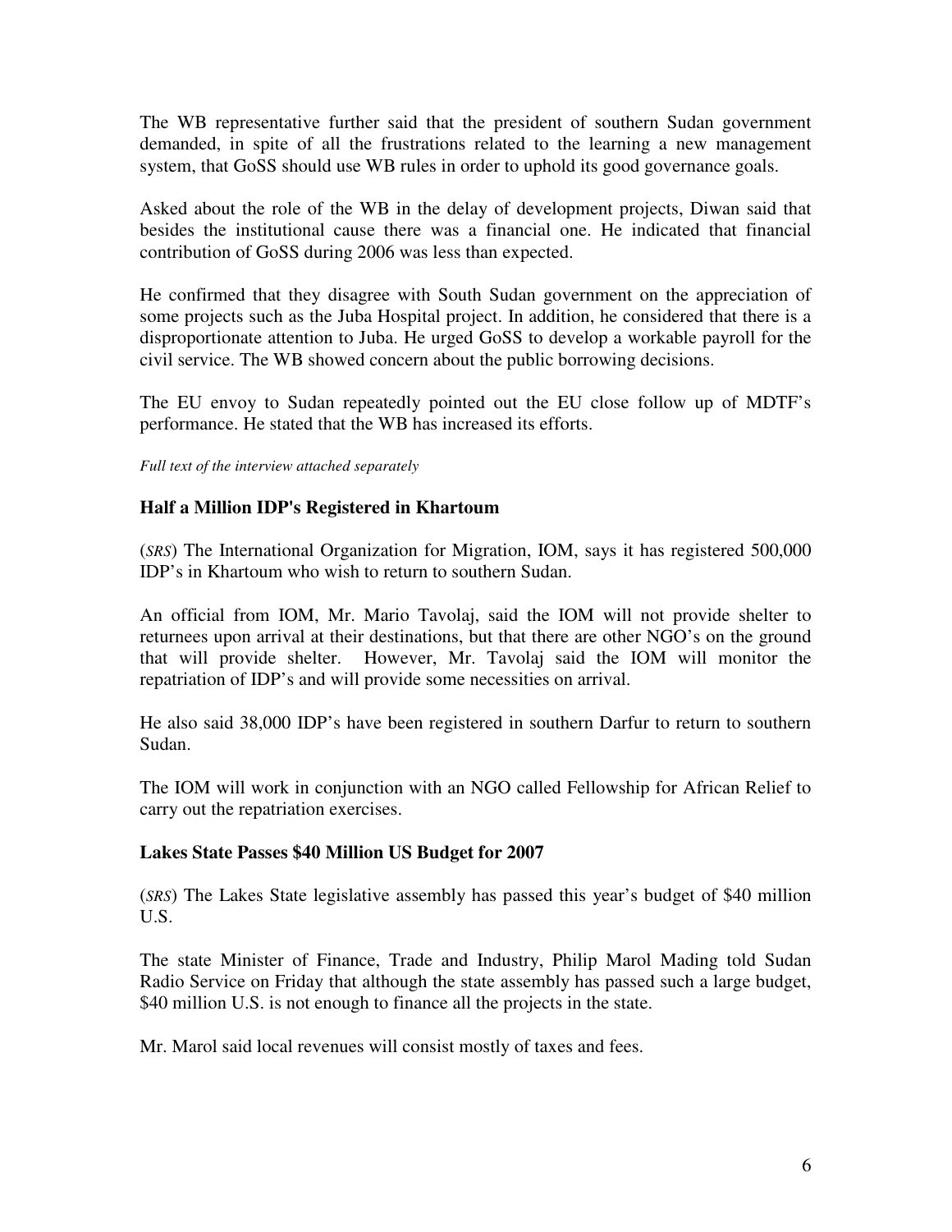The WB representative further said that the president of southern Sudan government demanded, in spite of all the frustrations related to the learning a new management system, that GoSS should use WB rules in order to uphold its good governance goals.

Asked about the role of the WB in the delay of development projects, Diwan said that besides the institutional cause there was a financial one. He indicated that financial contribution of GoSS during 2006 was less than expected.

He confirmed that they disagree with South Sudan government on the appreciation of some projects such as the Juba Hospital project. In addition, he considered that there is a disproportionate attention to Juba. He urged GoSS to develop a workable payroll for the civil service. The WB showed concern about the public borrowing decisions.

The EU envoy to Sudan repeatedly pointed out the EU close follow up of MDTF's performance. He stated that the WB has increased its efforts.

*Full text of the interview attached separately*

### Half a Million IDP's Registered in Khartoum

(*SRS*) The International Organization for Migration, IOM, says it has registered 500,000 IDP's in Khartoum who wish to return to southern Sudan.

An official from IOM, Mr. Mario Tavolaj, said the IOM will not provide shelter to returnees upon arrival at their destinations, but that there are other NGO's on the ground that will provide shelter. However, Mr. Tavolaj said the IOM will monitor the repatriation of IDP's and will provide some necessities on arrival.

He also said 38,000 IDP's have been registered in southern Darfur to return to southern Sudan.

The IOM will work in conjunction with an NGO called Fellowship for African Relief to carry out the repatriation exercises.

### Lakes State Passes $40 Million US Budget for 2007

(*SRS*) The Lakes State legislative assembly has passed this year's budget of $40 million U.S.

The state Minister of Finance, Trade and Industry, Philip Marol Mading told Sudan Radio Service on Friday that although the state assembly has passed such a large budget, $40 million U.S. is not enough to finance all the projects in the state.

Mr. Marol said local revenues will consist mostly of taxes and fees.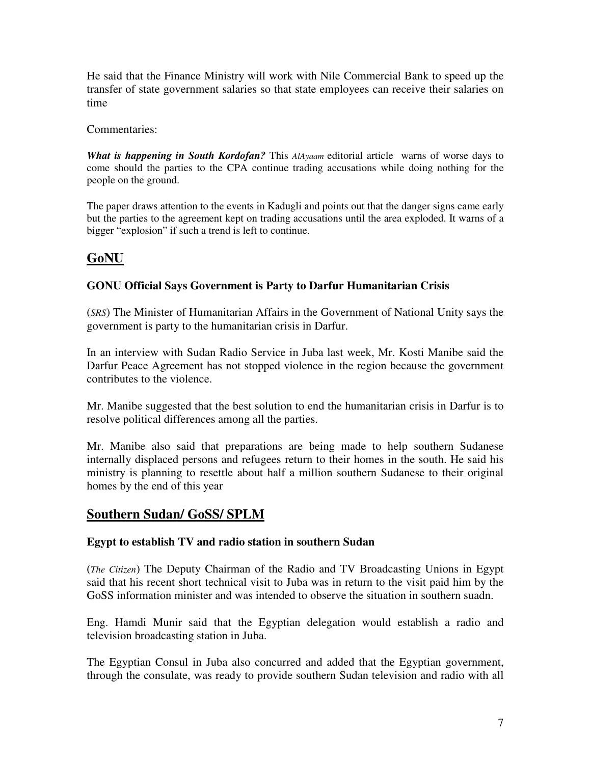He said that the Finance Ministry will work with Nile Commercial Bank to speed up the transfer of state government salaries so that state employees can receive their salaries on time

Commentaries:

***What is happening in South Kordofan?*** This *AlAyaam* editorial article warns of worse days to come should the parties to the CPA continue trading accusations while doing nothing for the people on the ground.

The paper draws attention to the events in Kadugli and points out that the danger signs came early but the parties to the agreement kept on trading accusations until the area exploded. It warns of a bigger "explosion" if such a trend is left to continue.

## GoNU

### GONU Official Says Government is Party to Darfur Humanitarian Crisis

(*SRS*) The Minister of Humanitarian Affairs in the Government of National Unity says the government is party to the humanitarian crisis in Darfur.

In an interview with Sudan Radio Service in Juba last week, Mr. Kosti Manibe said the Darfur Peace Agreement has not stopped violence in the region because the government contributes to the violence.

Mr. Manibe suggested that the best solution to end the humanitarian crisis in Darfur is to resolve political differences among all the parties.

Mr. Manibe also said that preparations are being made to help southern Sudanese internally displaced persons and refugees return to their homes in the south. He said his ministry is planning to resettle about half a million southern Sudanese to their original homes by the end of this year

## Southern Sudan/ GoSS/ SPLM

### Egypt to establish TV and radio station in southern Sudan

(*The Citizen*) The Deputy Chairman of the Radio and TV Broadcasting Unions in Egypt said that his recent short technical visit to Juba was in return to the visit paid him by the GoSS information minister and was intended to observe the situation in southern suadn.

Eng. Hamdi Munir said that the Egyptian delegation would establish a radio and television broadcasting station in Juba.

The Egyptian Consul in Juba also concurred and added that the Egyptian government, through the consulate, was ready to provide southern Sudan television and radio with all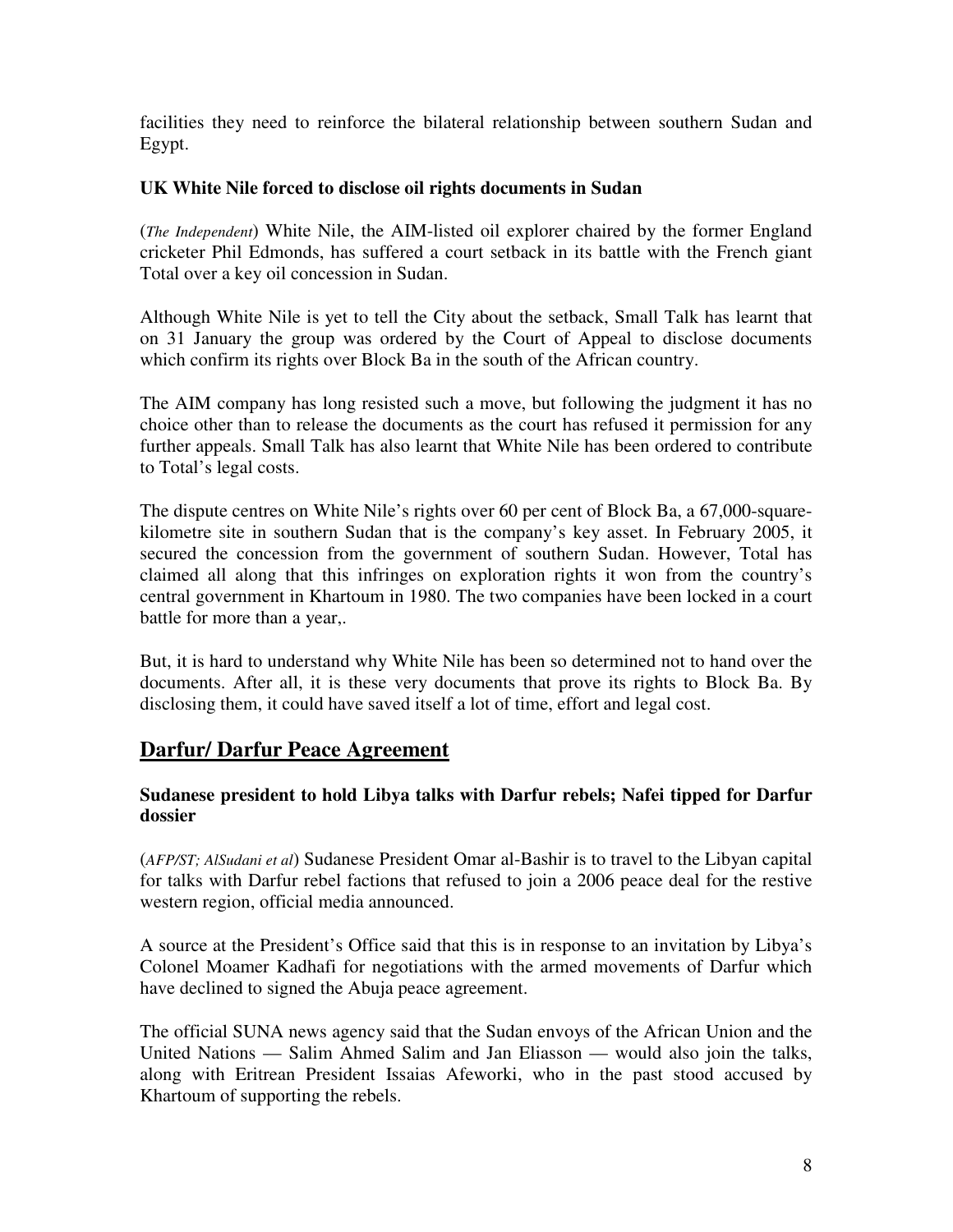facilities they need to reinforce the bilateral relationship between southern Sudan and Egypt.

### UK White Nile forced to disclose oil rights documents in Sudan

(*The Independent*) White Nile, the AIM-listed oil explorer chaired by the former England cricketer Phil Edmonds, has suffered a court setback in its battle with the French giant Total over a key oil concession in Sudan.

Although White Nile is yet to tell the City about the setback, Small Talk has learnt that on 31 January the group was ordered by the Court of Appeal to disclose documents which confirm its rights over Block Ba in the south of the African country.

The AIM company has long resisted such a move, but following the judgment it has no choice other than to release the documents as the court has refused it permission for any further appeals. Small Talk has also learnt that White Nile has been ordered to contribute to Total's legal costs.

The dispute centres on White Nile's rights over 60 per cent of Block Ba, a 67,000-square-kilometre site in southern Sudan that is the company's key asset. In February 2005, it secured the concession from the government of southern Sudan. However, Total has claimed all along that this infringes on exploration rights it won from the country's central government in Khartoum in 1980. The two companies have been locked in a court battle for more than a year,.

But, it is hard to understand why White Nile has been so determined not to hand over the documents. After all, it is these very documents that prove its rights to Block Ba. By disclosing them, it could have saved itself a lot of time, effort and legal cost.

## Darfur/ Darfur Peace Agreement

### Sudanese president to hold Libya talks with Darfur rebels; Nafei tipped for Darfur dossier

(*AFP/ST; AlSudani et al*) Sudanese President Omar al-Bashir is to travel to the Libyan capital for talks with Darfur rebel factions that refused to join a 2006 peace deal for the restive western region, official media announced.

A source at the President's Office said that this is in response to an invitation by Libya's Colonel Moamer Kadhafi for negotiations with the armed movements of Darfur which have declined to signed the Abuja peace agreement.

The official SUNA news agency said that the Sudan envoys of the African Union and the United Nations — Salim Ahmed Salim and Jan Eliasson — would also join the talks, along with Eritrean President Issaias Afeworki, who in the past stood accused by Khartoum of supporting the rebels.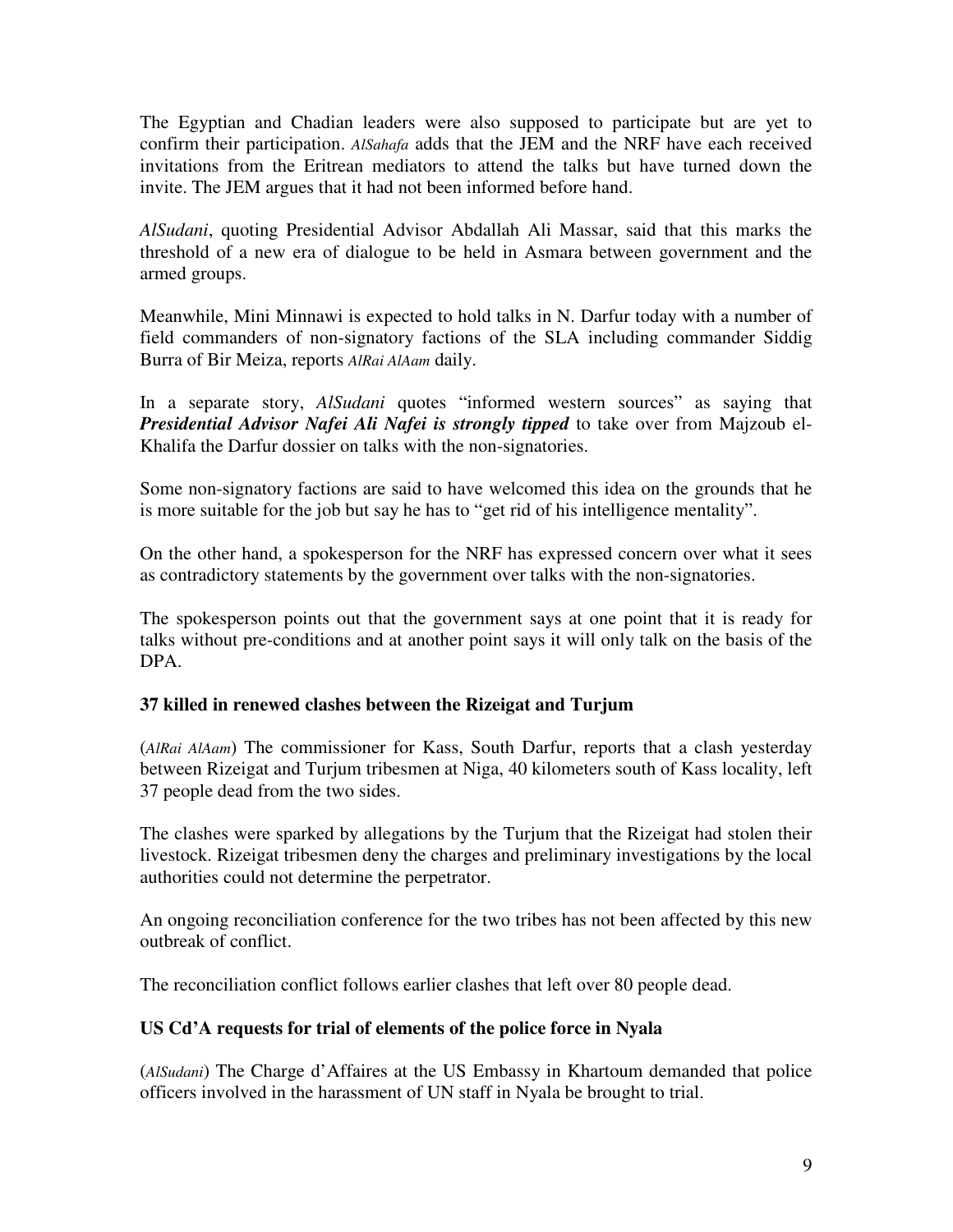The Egyptian and Chadian leaders were also supposed to participate but are yet to confirm their participation. *AlSahafa* adds that the JEM and the NRF have each received invitations from the Eritrean mediators to attend the talks but have turned down the invite. The JEM argues that it had not been informed before hand.

*AlSudani*, quoting Presidential Advisor Abdallah Ali Massar, said that this marks the threshold of a new era of dialogue to be held in Asmara between government and the armed groups.

Meanwhile, Mini Minnawi is expected to hold talks in N. Darfur today with a number of field commanders of non-signatory factions of the SLA including commander Siddig Burra of Bir Meiza, reports *AlRai AlAam* daily.

In a separate story, *AlSudani* quotes "informed western sources" as saying that ***Presidential Advisor Nafei Ali Nafei is strongly tipped*** to take over from Majzoub el-Khalifa the Darfur dossier on talks with the non-signatories.

Some non-signatory factions are said to have welcomed this idea on the grounds that he is more suitable for the job but say he has to "get rid of his intelligence mentality".

On the other hand, a spokesperson for the NRF has expressed concern over what it sees as contradictory statements by the government over talks with the non-signatories.

The spokesperson points out that the government says at one point that it is ready for talks without pre-conditions and at another point says it will only talk on the basis of the DPA.

**37 killed in renewed clashes between the Rizeigat and Turjum**

(*AlRai AlAam*) The commissioner for Kass, South Darfur, reports that a clash yesterday between Rizeigat and Turjum tribesmen at Niga, 40 kilometers south of Kass locality, left 37 people dead from the two sides.

The clashes were sparked by allegations by the Turjum that the Rizeigat had stolen their livestock. Rizeigat tribesmen deny the charges and preliminary investigations by the local authorities could not determine the perpetrator.

An ongoing reconciliation conference for the two tribes has not been affected by this new outbreak of conflict.

The reconciliation conflict follows earlier clashes that left over 80 people dead.

**US Cd'A requests for trial of elements of the police force in Nyala**

(*AlSudani*) The Charge d'Affaires at the US Embassy in Khartoum demanded that police officers involved in the harassment of UN staff in Nyala be brought to trial.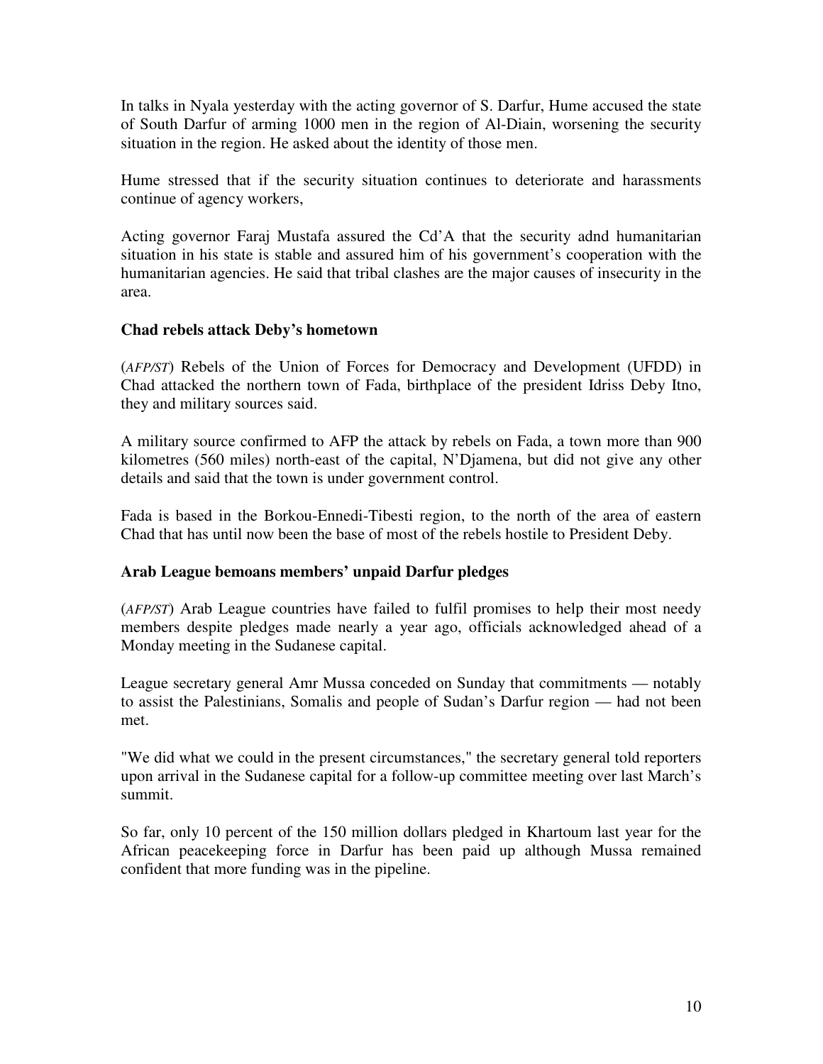In talks in Nyala yesterday with the acting governor of S. Darfur, Hume accused the state of South Darfur of arming 1000 men in the region of Al-Diain, worsening the security situation in the region. He asked about the identity of those men.

Hume stressed that if the security situation continues to deteriorate and harassments continue of agency workers,

Acting governor Faraj Mustafa assured the Cd'A that the security adnd humanitarian situation in his state is stable and assured him of his government's cooperation with the humanitarian agencies. He said that tribal clashes are the major causes of insecurity in the area.

**Chad rebels attack Deby's hometown**

(*AFP/ST*) Rebels of the Union of Forces for Democracy and Development (UFDD) in Chad attacked the northern town of Fada, birthplace of the president Idriss Deby Itno, they and military sources said.

A military source confirmed to AFP the attack by rebels on Fada, a town more than 900 kilometres (560 miles) north-east of the capital, N'Djamena, but did not give any other details and said that the town is under government control.

Fada is based in the Borkou-Ennedi-Tibesti region, to the north of the area of eastern Chad that has until now been the base of most of the rebels hostile to President Deby.

**Arab League bemoans members' unpaid Darfur pledges**

(*AFP/ST*) Arab League countries have failed to fulfil promises to help their most needy members despite pledges made nearly a year ago, officials acknowledged ahead of a Monday meeting in the Sudanese capital.

League secretary general Amr Mussa conceded on Sunday that commitments — notably to assist the Palestinians, Somalis and people of Sudan's Darfur region — had not been met.

"We did what we could in the present circumstances," the secretary general told reporters upon arrival in the Sudanese capital for a follow-up committee meeting over last March's summit.

So far, only 10 percent of the 150 million dollars pledged in Khartoum last year for the African peacekeeping force in Darfur has been paid up although Mussa remained confident that more funding was in the pipeline.